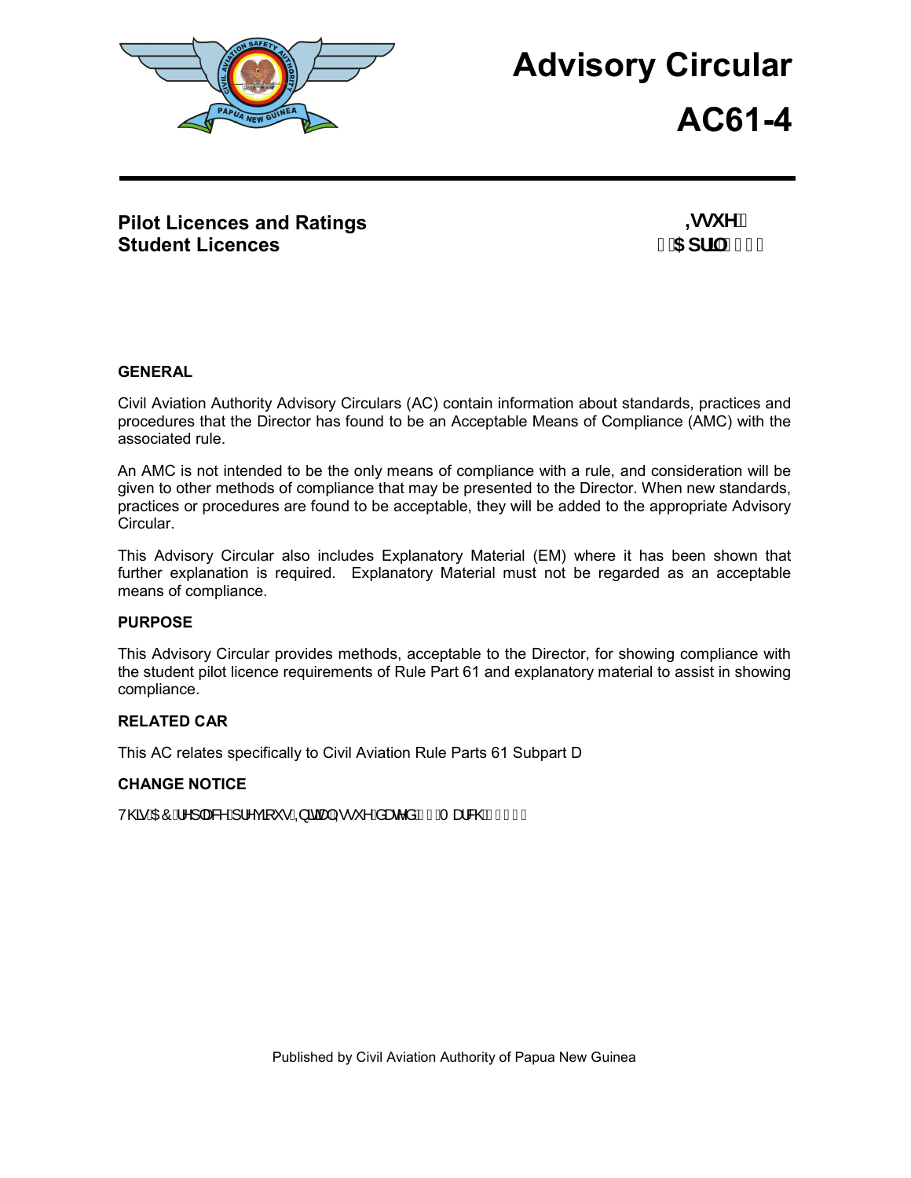# Advisory Circular

# AC61-4

**Pilot Licences and Ratings**
**Student Licences**

**Issue**
**April**

### GENERAL

Civil Aviation Authority Advisory Circulars (AC) contain information about standards, practices and procedures that the Director has found to be an Acceptable Means of Compliance (AMC) with the associated rule.

An AMC is not intended to be the only means of compliance with a rule, and consideration will be given to other methods of compliance that may be presented to the Director. When new standards, practices or procedures are found to be acceptable, they will be added to the appropriate Advisory Circular.

This Advisory Circular also includes Explanatory Material (EM) where it has been shown that further explanation is required. Explanatory Material must not be regarded as an acceptable means of compliance.

### PURPOSE

This Advisory Circular provides methods, acceptable to the Director, for showing compliance with the student pilot licence requirements of Rule Part 61 and explanatory material to assist in showing compliance.

### RELATED CAR

This AC relates specifically to Civil Aviation Rule Parts 61 Subpart D

### CHANGE NOTICE

This AC replaces previous Initial Issue dated March

Published by Civil Aviation Authority of Papua New Guinea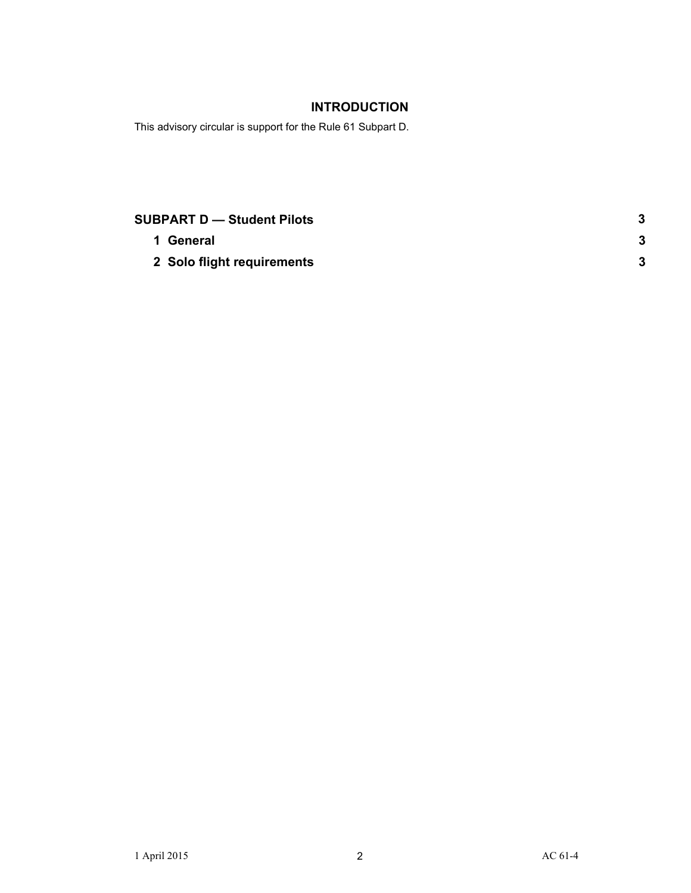## INTRODUCTION

This advisory circular is support for the Rule 61 Subpart D.

| | |
|---|---|
| **SUBPART D — Student Pilots** | **3** |
| **1 General** | **3** |
| **2 Solo flight requirements** | **3** |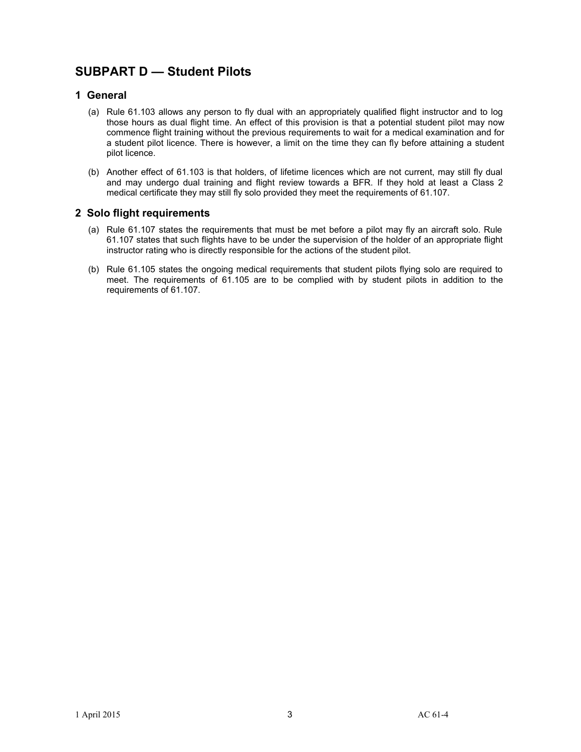# SUBPART D — Student Pilots

## 1 General

(a) Rule 61.103 allows any person to fly dual with an appropriately qualified flight instructor and to log those hours as dual flight time. An effect of this provision is that a potential student pilot may now commence flight training without the previous requirements to wait for a medical examination and for a student pilot licence. There is however, a limit on the time they can fly before attaining a student pilot licence.

(b) Another effect of 61.103 is that holders, of lifetime licences which are not current, may still fly dual and may undergo dual training and flight review towards a BFR. If they hold at least a Class 2 medical certificate they may still fly solo provided they meet the requirements of 61.107.

## 2 Solo flight requirements

(a) Rule 61.107 states the requirements that must be met before a pilot may fly an aircraft solo. Rule 61.107 states that such flights have to be under the supervision of the holder of an appropriate flight instructor rating who is directly responsible for the actions of the student pilot.

(b) Rule 61.105 states the ongoing medical requirements that student pilots flying solo are required to meet. The requirements of 61.105 are to be complied with by student pilots in addition to the requirements of 61.107.